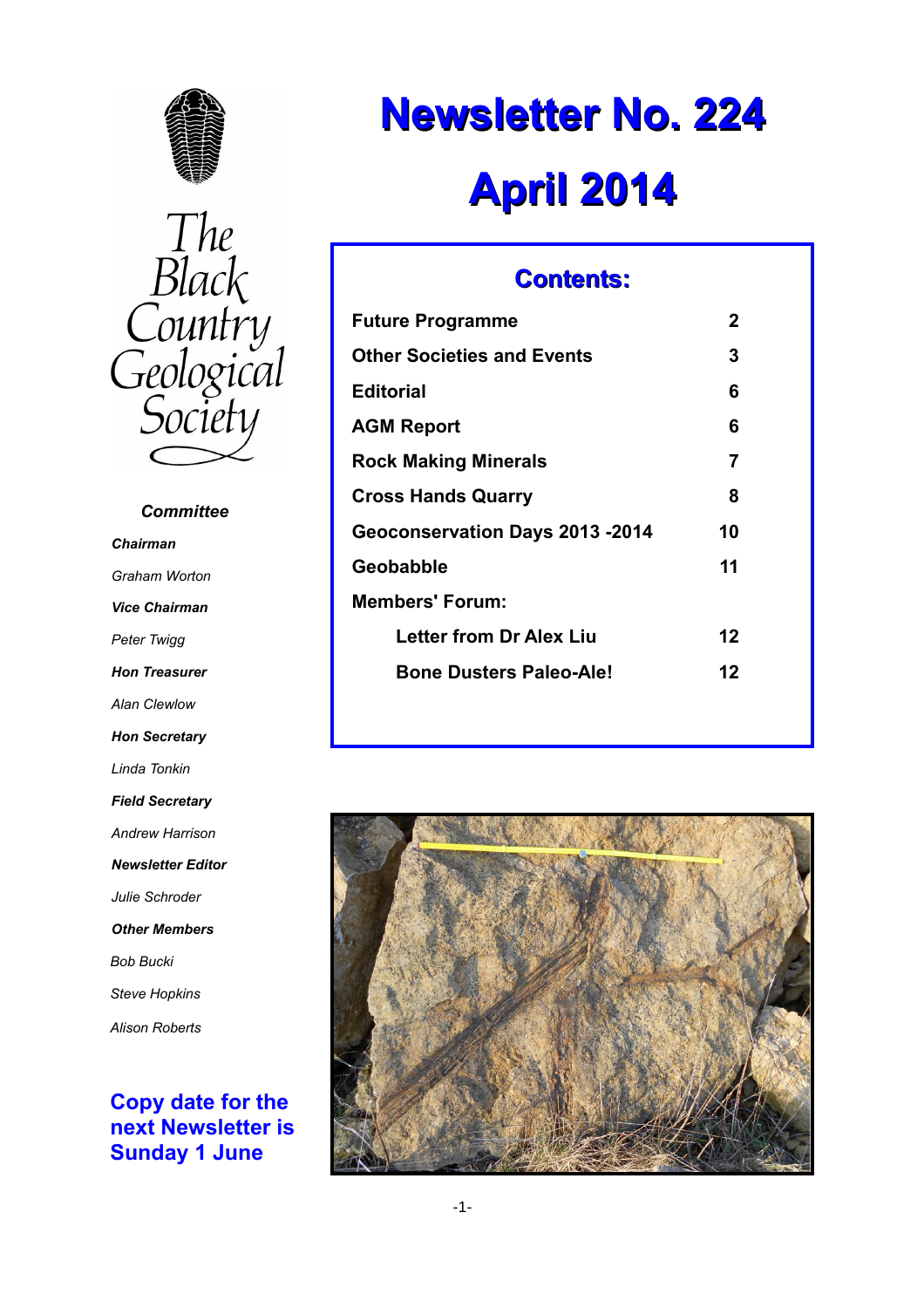# Newsletter No. 224

# April 2014

The Black Country Geological Society

## Contents:

| | |
|---|---|
| **Future Programme** | **2** |
| **Other Societies and Events** | **3** |
| **Editorial** | **6** |
| **AGM Report** | **6** |
| **Rock Making Minerals** | **7** |
| **Cross Hands Quarry** | **8** |
| **Geoconservation Days 2013 -2014** | **10** |
| **Geobabble** | **11** |
| **Members' Forum:** | |
| **Letter from Dr Alex Liu** | **12** |
| **Bone Dusters Paleo-Ale!** | **12** |

### *Committee*

***Chairman***

*Graham Worton*

***Vice Chairman***

*Peter Twigg*

***Hon Treasurer***

*Alan Clewlow*

***Hon Secretary***

*Linda Tonkin*

***Field Secretary***

*Andrew Harrison*

***Newsletter Editor***

*Julie Schroder*

***Other Members***

*Bob Bucki*

*Steve Hopkins*

*Alison Roberts*

**Copy date for the next Newsletter is Sunday 1 June**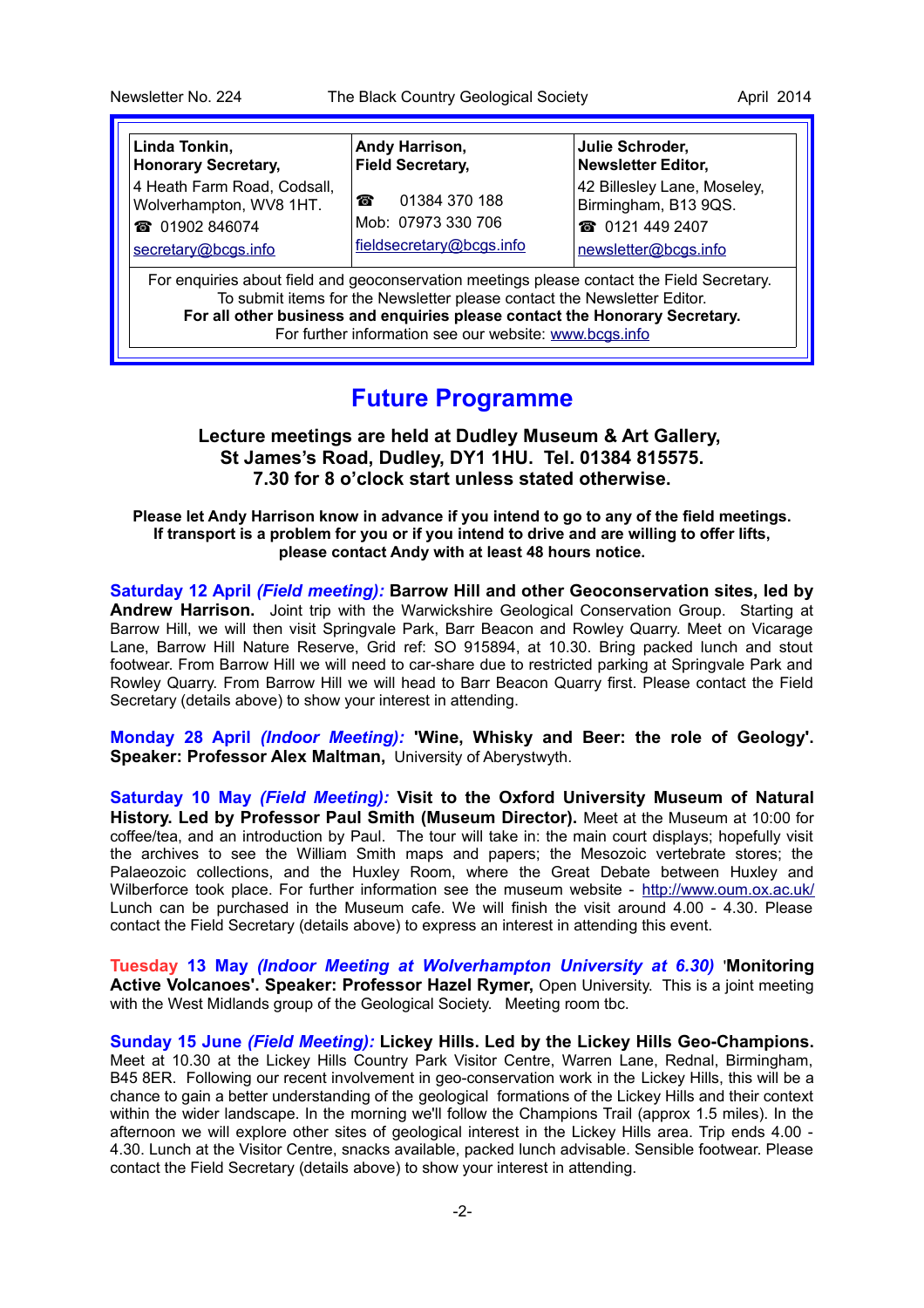| **Linda Tonkin, Honorary Secretary,** | **Andy Harrison, Field Secretary,** | **Julie Schroder, Newsletter Editor,** |
|---|---|---|
| 4 Heath Farm Road, Codsall, Wolverhampton, WV8 1HT. ☎ 01902 846074 secretary@bcgs.info | ☎ 01384 370 188 Mob: 07973 330 706 fieldsecretary@bcgs.info | 42 Billesley Lane, Moseley, Birmingham, B13 9QS. ☎ 0121 449 2407 newsletter@bcgs.info |

For enquiries about field and geoconservation meetings please contact the Field Secretary.
To submit items for the Newsletter please contact the Newsletter Editor.
**For all other business and enquiries please contact the Honorary Secretary.**
For further information see our website: www.bcgs.info

# Future Programme

**Lecture meetings are held at Dudley Museum & Art Gallery, St James's Road, Dudley, DY1 1HU. Tel. 01384 815575. 7.30 for 8 o'clock start unless stated otherwise.**

**Please let Andy Harrison know in advance if you intend to go to any of the field meetings. If transport is a problem for you or if you intend to drive and are willing to offer lifts, please contact Andy with at least 48 hours notice.**

**Saturday 12 April *(Field meeting):* Barrow Hill and other Geoconservation sites, led by Andrew Harrison.** Joint trip with the Warwickshire Geological Conservation Group. Starting at Barrow Hill, we will then visit Springvale Park, Barr Beacon and Rowley Quarry. Meet on Vicarage Lane, Barrow Hill Nature Reserve, Grid ref: SO 915894, at 10.30. Bring packed lunch and stout footwear. From Barrow Hill we will need to car-share due to restricted parking at Springvale Park and Rowley Quarry. From Barrow Hill we will head to Barr Beacon Quarry first. Please contact the Field Secretary (details above) to show your interest in attending.

**Monday 28 April *(Indoor Meeting):* 'Wine, Whisky and Beer: the role of Geology'. Speaker: Professor Alex Maltman,** University of Aberystwyth.

**Saturday 10 May *(Field Meeting):* Visit to the Oxford University Museum of Natural History. Led by Professor Paul Smith (Museum Director).** Meet at the Museum at 10:00 for coffee/tea, and an introduction by Paul. The tour will take in: the main court displays; hopefully visit the archives to see the William Smith maps and papers; the Mesozoic vertebrate stores; the Palaeozoic collections, and the Huxley Room, where the Great Debate between Huxley and Wilberforce took place. For further information see the museum website - http://www.oum.ox.ac.uk/ Lunch can be purchased in the Museum cafe. We will finish the visit around 4.00 - 4.30. Please contact the Field Secretary (details above) to express an interest in attending this event.

**Tuesday 13 May *(Indoor Meeting at Wolverhampton University at 6.30)* 'Monitoring Active Volcanoes'. Speaker: Professor Hazel Rymer,** Open University. This is a joint meeting with the West Midlands group of the Geological Society. Meeting room tbc.

**Sunday 15 June *(Field Meeting):* Lickey Hills. Led by the Lickey Hills Geo-Champions.** Meet at 10.30 at the Lickey Hills Country Park Visitor Centre, Warren Lane, Rednal, Birmingham, B45 8ER. Following our recent involvement in geo-conservation work in the Lickey Hills, this will be a chance to gain a better understanding of the geological formations of the Lickey Hills and their context within the wider landscape. In the morning we'll follow the Champions Trail (approx 1.5 miles). In the afternoon we will explore other sites of geological interest in the Lickey Hills area. Trip ends 4.00 - 4.30. Lunch at the Visitor Centre, snacks available, packed lunch advisable. Sensible footwear. Please contact the Field Secretary (details above) to show your interest in attending.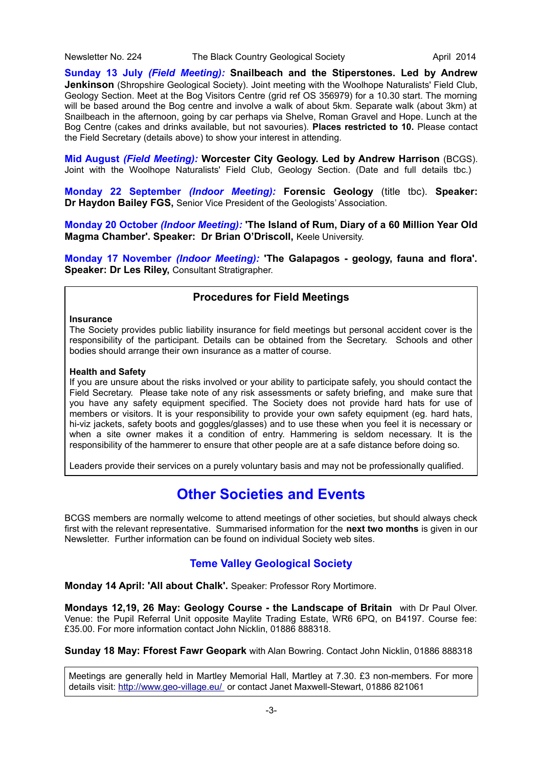**Sunday 13 July *(Field Meeting):* Snailbeach and the Stiperstones. Led by Andrew Jenkinson** (Shropshire Geological Society). Joint meeting with the Woolhope Naturalists' Field Club, Geology Section. Meet at the Bog Visitors Centre (grid ref OS 356979) for a 10.30 start. The morning will be based around the Bog centre and involve a walk of about 5km. Separate walk (about 3km) at Snailbeach in the afternoon, going by car perhaps via Shelve, Roman Gravel and Hope. Lunch at the Bog Centre (cakes and drinks available, but not savouries). **Places restricted to 10.** Please contact the Field Secretary (details above) to show your interest in attending.

**Mid August *(Field Meeting):* Worcester City Geology. Led by Andrew Harrison** (BCGS). Joint with the Woolhope Naturalists' Field Club, Geology Section. (Date and full details tbc.)

**Monday 22 September *(Indoor Meeting):* Forensic Geology** (title tbc). **Speaker: Dr Haydon Bailey FGS,** Senior Vice President of the Geologists' Association.

**Monday 20 October *(Indoor Meeting):* 'The Island of Rum, Diary of a 60 Million Year Old Magma Chamber'. Speaker: Dr Brian O'Driscoll,** Keele University.

**Monday 17 November *(Indoor Meeting):* 'The Galapagos - geology, fauna and flora'. Speaker: Dr Les Riley,** Consultant Stratigrapher.

### Procedures for Field Meetings

**Insurance**
The Society provides public liability insurance for field meetings but personal accident cover is the responsibility of the participant. Details can be obtained from the Secretary. Schools and other bodies should arrange their own insurance as a matter of course.

**Health and Safety**
If you are unsure about the risks involved or your ability to participate safely, you should contact the Field Secretary. Please take note of any risk assessments or safety briefing, and make sure that you have any safety equipment specified. The Society does not provide hard hats for use of members or visitors. It is your responsibility to provide your own safety equipment (eg. hard hats, hi-viz jackets, safety boots and goggles/glasses) and to use these when you feel it is necessary or when a site owner makes it a condition of entry. Hammering is seldom necessary. It is the responsibility of the hammerer to ensure that other people are at a safe distance before doing so.

Leaders provide their services on a purely voluntary basis and may not be professionally qualified.

## Other Societies and Events

BCGS members are normally welcome to attend meetings of other societies, but should always check first with the relevant representative. Summarised information for the **next two months** is given in our Newsletter. Further information can be found on individual Society web sites.

### Teme Valley Geological Society

**Monday 14 April: 'All about Chalk'.** Speaker: Professor Rory Mortimore.

**Mondays 12,19, 26 May: Geology Course - the Landscape of Britain** with Dr Paul Olver. Venue: the Pupil Referral Unit opposite Maylite Trading Estate, WR6 6PQ, on B4197. Course fee: £35.00. For more information contact John Nicklin, 01886 888318.

**Sunday 18 May: Fforest Fawr Geopark** with Alan Bowring. Contact John Nicklin, 01886 888318

Meetings are generally held in Martley Memorial Hall, Martley at 7.30. £3 non-members. For more details visit: http://www.geo-village.eu/ or contact Janet Maxwell-Stewart, 01886 821061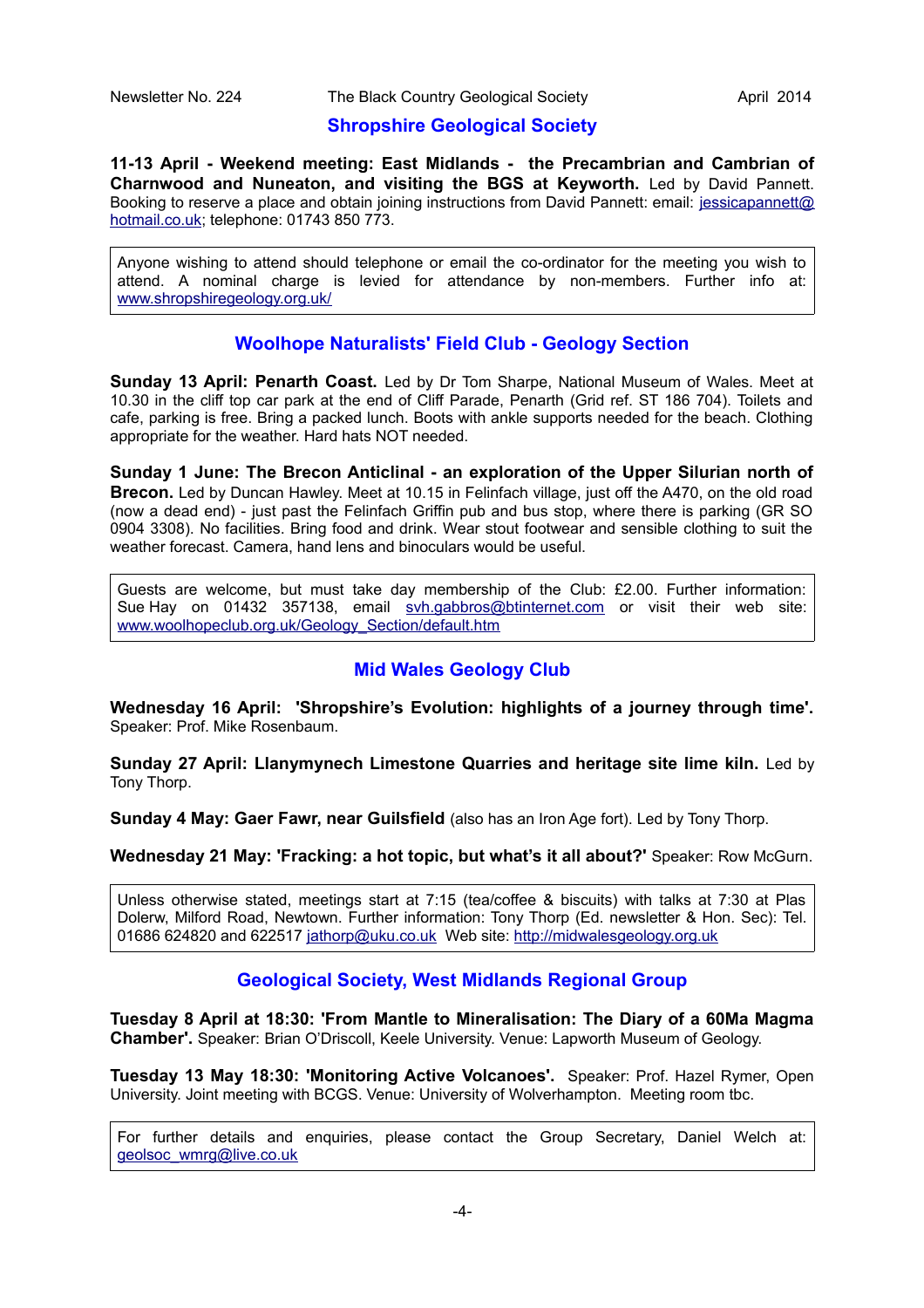## Shropshire Geological Society

**11-13 April - Weekend meeting: East Midlands - the Precambrian and Cambrian of Charnwood and Nuneaton, and visiting the BGS at Keyworth.** Led by David Pannett. Booking to reserve a place and obtain joining instructions from David Pannett: email: jessicapannett@hotmail.co.uk; telephone: 01743 850 773.

> Anyone wishing to attend should telephone or email the co-ordinator for the meeting you wish to attend. A nominal charge is levied for attendance by non-members. Further info at: www.shropshiregeology.org.uk/

## Woolhope Naturalists' Field Club - Geology Section

**Sunday 13 April: Penarth Coast.** Led by Dr Tom Sharpe, National Museum of Wales. Meet at 10.30 in the cliff top car park at the end of Cliff Parade, Penarth (Grid ref. ST 186 704). Toilets and cafe, parking is free. Bring a packed lunch. Boots with ankle supports needed for the beach. Clothing appropriate for the weather. Hard hats NOT needed.

**Sunday 1 June: The Brecon Anticlinal - an exploration of the Upper Silurian north of Brecon.** Led by Duncan Hawley. Meet at 10.15 in Felinfach village, just off the A470, on the old road (now a dead end) - just past the Felinfach Griffin pub and bus stop, where there is parking (GR SO 0904 3308). No facilities. Bring food and drink. Wear stout footwear and sensible clothing to suit the weather forecast. Camera, hand lens and binoculars would be useful.

> Guests are welcome, but must take day membership of the Club: £2.00. Further information: Sue Hay on 01432 357138, email svh.gabbros@btinternet.com or visit their web site: www.woolhopeclub.org.uk/Geology_Section/default.htm

## Mid Wales Geology Club

**Wednesday 16 April: 'Shropshire's Evolution: highlights of a journey through time'.** Speaker: Prof. Mike Rosenbaum.

**Sunday 27 April: Llanymynech Limestone Quarries and heritage site lime kiln.** Led by Tony Thorp.

**Sunday 4 May: Gaer Fawr, near Guilsfield** (also has an Iron Age fort). Led by Tony Thorp.

**Wednesday 21 May: 'Fracking: a hot topic, but what's it all about?'** Speaker: Row McGurn.

> Unless otherwise stated, meetings start at 7:15 (tea/coffee & biscuits) with talks at 7:30 at Plas Dolerw, Milford Road, Newtown. Further information: Tony Thorp (Ed. newsletter & Hon. Sec): Tel. 01686 624820 and 622517 jathorp@uku.co.uk Web site: http://midwalesgeology.org.uk

## Geological Society, West Midlands Regional Group

**Tuesday 8 April at 18:30: 'From Mantle to Mineralisation: The Diary of a 60Ma Magma Chamber'.** Speaker: Brian O'Driscoll, Keele University. Venue: Lapworth Museum of Geology.

**Tuesday 13 May 18:30: 'Monitoring Active Volcanoes'.** Speaker: Prof. Hazel Rymer, Open University. Joint meeting with BCGS. Venue: University of Wolverhampton. Meeting room tbc.

> For further details and enquiries, please contact the Group Secretary, Daniel Welch at: geolsoc_wmrg@live.co.uk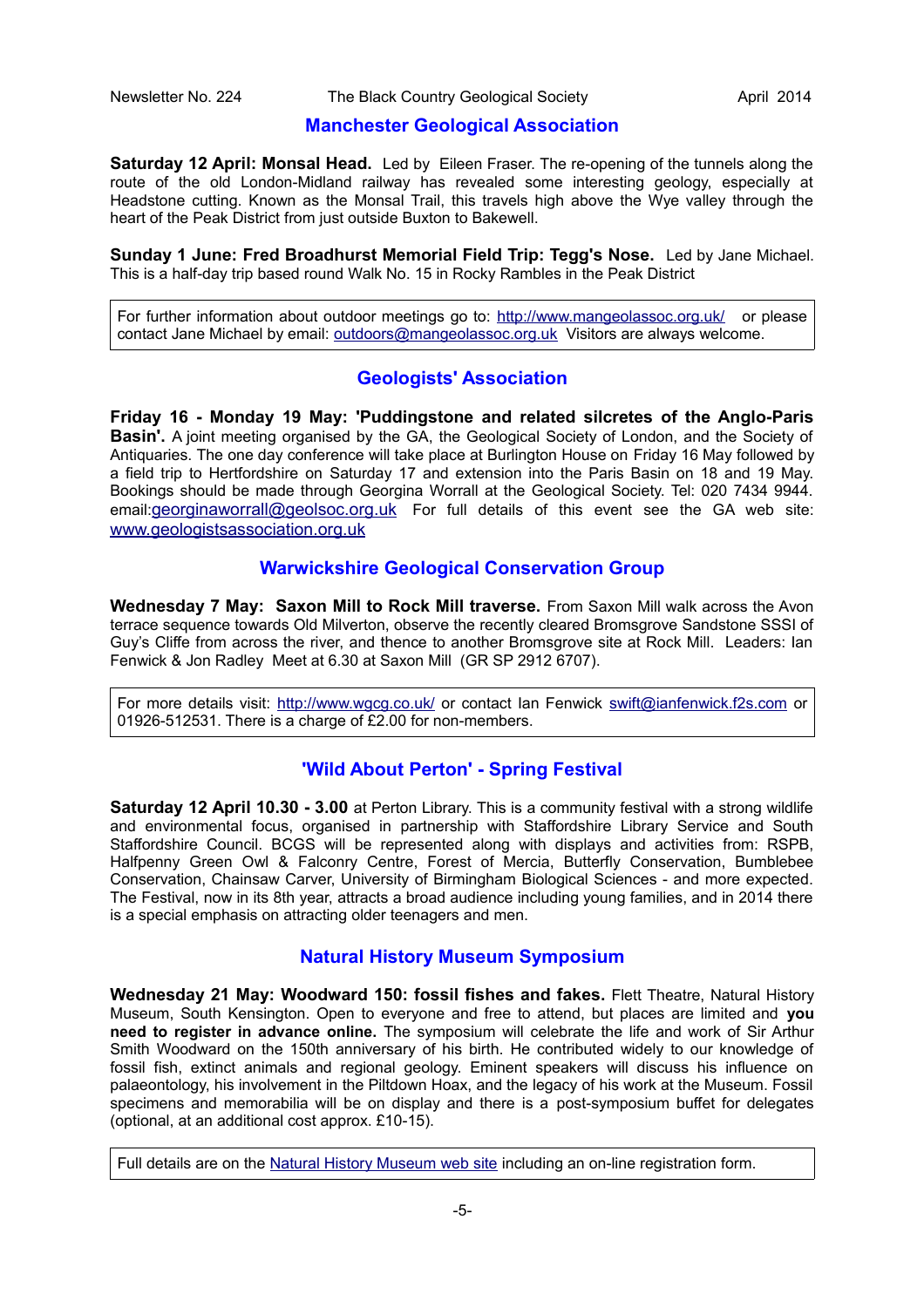## Manchester Geological Association

**Saturday 12 April: Monsal Head.** Led by Eileen Fraser. The re-opening of the tunnels along the route of the old London-Midland railway has revealed some interesting geology, especially at Headstone cutting. Known as the Monsal Trail, this travels high above the Wye valley through the heart of the Peak District from just outside Buxton to Bakewell.

**Sunday 1 June: Fred Broadhurst Memorial Field Trip: Tegg's Nose.** Led by Jane Michael. This is a half-day trip based round Walk No. 15 in Rocky Rambles in the Peak District

For further information about outdoor meetings go to: http://www.mangeolassoc.org.uk/ or please contact Jane Michael by email: outdoors@mangeolassoc.org.uk Visitors are always welcome.

## Geologists' Association

**Friday 16 - Monday 19 May: 'Puddingstone and related silcretes of the Anglo-Paris Basin'.** A joint meeting organised by the GA, the Geological Society of London, and the Society of Antiquaries. The one day conference will take place at Burlington House on Friday 16 May followed by a field trip to Hertfordshire on Saturday 17 and extension into the Paris Basin on 18 and 19 May. Bookings should be made through Georgina Worrall at the Geological Society. Tel: 020 7434 9944. email:georginaworrall@geolsoc.org.uk For full details of this event see the GA web site: www.geologistsassociation.org.uk

## Warwickshire Geological Conservation Group

**Wednesday 7 May: Saxon Mill to Rock Mill traverse.** From Saxon Mill walk across the Avon terrace sequence towards Old Milverton, observe the recently cleared Bromsgrove Sandstone SSSI of Guy's Cliffe from across the river, and thence to another Bromsgrove site at Rock Mill. Leaders: Ian Fenwick & Jon Radley Meet at 6.30 at Saxon Mill (GR SP 2912 6707).

For more details visit: http://www.wgcg.co.uk/ or contact Ian Fenwick swift@ianfenwick.f2s.com or 01926-512531. There is a charge of £2.00 for non-members.

## 'Wild About Perton' - Spring Festival

**Saturday 12 April 10.30 - 3.00** at Perton Library. This is a community festival with a strong wildlife and environmental focus, organised in partnership with Staffordshire Library Service and South Staffordshire Council. BCGS will be represented along with displays and activities from: RSPB, Halfpenny Green Owl & Falconry Centre, Forest of Mercia, Butterfly Conservation, Bumblebee Conservation, Chainsaw Carver, University of Birmingham Biological Sciences - and more expected. The Festival, now in its 8th year, attracts a broad audience including young families, and in 2014 there is a special emphasis on attracting older teenagers and men.

## Natural History Museum Symposium

**Wednesday 21 May: Woodward 150: fossil fishes and fakes.** Flett Theatre, Natural History Museum, South Kensington. Open to everyone and free to attend, but places are limited and **you need to register in advance online.** The symposium will celebrate the life and work of Sir Arthur Smith Woodward on the 150th anniversary of his birth. He contributed widely to our knowledge of fossil fish, extinct animals and regional geology. Eminent speakers will discuss his influence on palaeontology, his involvement in the Piltdown Hoax, and the legacy of his work at the Museum. Fossil specimens and memorabilia will be on display and there is a post-symposium buffet for delegates (optional, at an additional cost approx. £10-15).

Full details are on the Natural History Museum web site including an on-line registration form.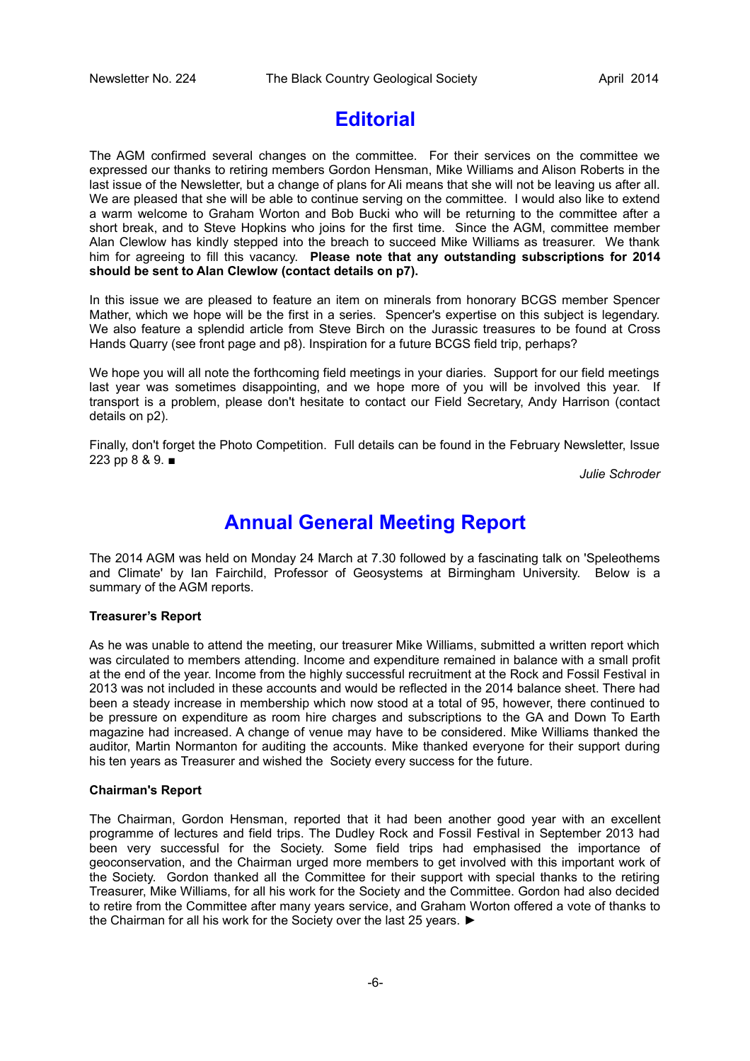# Editorial

The AGM confirmed several changes on the committee. For their services on the committee we expressed our thanks to retiring members Gordon Hensman, Mike Williams and Alison Roberts in the last issue of the Newsletter, but a change of plans for Ali means that she will not be leaving us after all. We are pleased that she will be able to continue serving on the committee. I would also like to extend a warm welcome to Graham Worton and Bob Bucki who will be returning to the committee after a short break, and to Steve Hopkins who joins for the first time. Since the AGM, committee member Alan Clewlow has kindly stepped into the breach to succeed Mike Williams as treasurer. We thank him for agreeing to fill this vacancy. **Please note that any outstanding subscriptions for 2014 should be sent to Alan Clewlow (contact details on p7).**

In this issue we are pleased to feature an item on minerals from honorary BCGS member Spencer Mather, which we hope will be the first in a series. Spencer's expertise on this subject is legendary. We also feature a splendid article from Steve Birch on the Jurassic treasures to be found at Cross Hands Quarry (see front page and p8). Inspiration for a future BCGS field trip, perhaps?

We hope you will all note the forthcoming field meetings in your diaries. Support for our field meetings last year was sometimes disappointing, and we hope more of you will be involved this year. If transport is a problem, please don't hesitate to contact our Field Secretary, Andy Harrison (contact details on p2).

Finally, don't forget the Photo Competition. Full details can be found in the February Newsletter, Issue 223 pp 8 & 9. ■

*Julie Schroder*

# Annual General Meeting Report

The 2014 AGM was held on Monday 24 March at 7.30 followed by a fascinating talk on 'Speleothems and Climate' by Ian Fairchild, Professor of Geosystems at Birmingham University. Below is a summary of the AGM reports.

**Treasurer's Report**

As he was unable to attend the meeting, our treasurer Mike Williams, submitted a written report which was circulated to members attending. Income and expenditure remained in balance with a small profit at the end of the year. Income from the highly successful recruitment at the Rock and Fossil Festival in 2013 was not included in these accounts and would be reflected in the 2014 balance sheet. There had been a steady increase in membership which now stood at a total of 95, however, there continued to be pressure on expenditure as room hire charges and subscriptions to the GA and Down To Earth magazine had increased. A change of venue may have to be considered. Mike Williams thanked the auditor, Martin Normanton for auditing the accounts. Mike thanked everyone for their support during his ten years as Treasurer and wished the Society every success for the future.

**Chairman's Report**

The Chairman, Gordon Hensman, reported that it had been another good year with an excellent programme of lectures and field trips. The Dudley Rock and Fossil Festival in September 2013 had been very successful for the Society. Some field trips had emphasised the importance of geoconservation, and the Chairman urged more members to get involved with this important work of the Society. Gordon thanked all the Committee for their support with special thanks to the retiring Treasurer, Mike Williams, for all his work for the Society and the Committee. Gordon had also decided to retire from the Committee after many years service, and Graham Worton offered a vote of thanks to the Chairman for all his work for the Society over the last 25 years. ►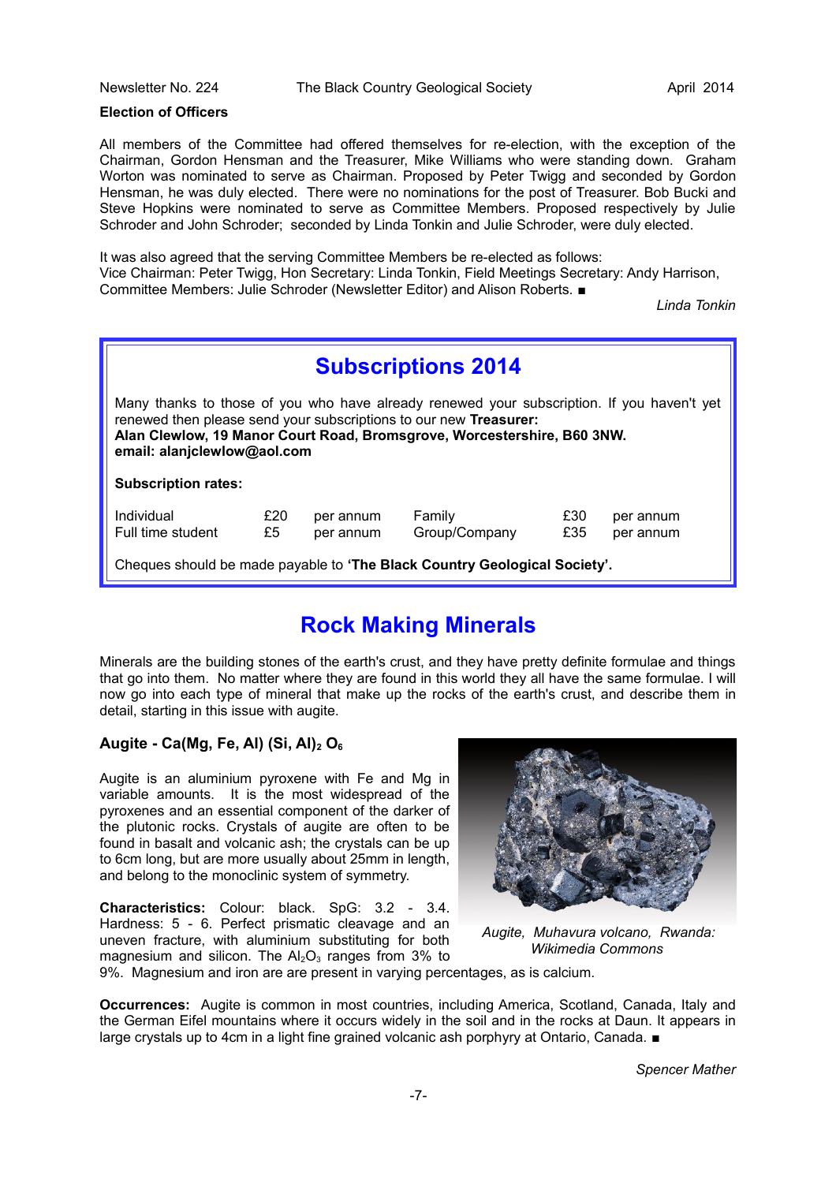**Election of Officers**

All members of the Committee had offered themselves for re-election, with the exception of the Chairman, Gordon Hensman and the Treasurer, Mike Williams who were standing down. Graham Worton was nominated to serve as Chairman. Proposed by Peter Twigg and seconded by Gordon Hensman, he was duly elected. There were no nominations for the post of Treasurer. Bob Bucki and Steve Hopkins were nominated to serve as Committee Members. Proposed respectively by Julie Schroder and John Schroder; seconded by Linda Tonkin and Julie Schroder, were duly elected.

It was also agreed that the serving Committee Members be re-elected as follows:
Vice Chairman: Peter Twigg, Hon Secretary: Linda Tonkin, Field Meetings Secretary: Andy Harrison, Committee Members: Julie Schroder (Newsletter Editor) and Alison Roberts. ■

*Linda Tonkin*

## Subscriptions 2014

Many thanks to those of you who have already renewed your subscription. If you haven't yet renewed then please send your subscriptions to our new **Treasurer:**
**Alan Clewlow, 19 Manor Court Road, Bromsgrove, Worcestershire, B60 3NW.**
**email: alanjclewlow@aol.com**

**Subscription rates:**

| | | | | | |
|---|---|---|---|---|---|
| Individual | £20 | per annum | Family | £30 | per annum |
| Full time student | £5 | per annum | Group/Company | £35 | per annum |

Cheques should be made payable to **'The Black Country Geological Society'.**

## Rock Making Minerals

Minerals are the building stones of the earth's crust, and they have pretty definite formulae and things that go into them. No matter where they are found in this world they all have the same formulae. I will now go into each type of mineral that make up the rocks of the earth's crust, and describe them in detail, starting in this issue with augite.

### Augite - Ca(Mg, Fe, Al) (Si, Al)$_2$ O$_6$

Augite is an aluminium pyroxene with Fe and Mg in variable amounts. It is the most widespread of the pyroxenes and an essential component of the darker of the plutonic rocks. Crystals of augite are often to be found in basalt and volcanic ash; the crystals can be up to 6cm long, but are more usually about 25mm in length, and belong to the monoclinic system of symmetry.

*Augite, Muhavura volcano, Rwanda: Wikimedia Commons*

**Characteristics:** Colour: black. SpG: 3.2 - 3.4. Hardness: 5 - 6. Perfect prismatic cleavage and an uneven fracture, with aluminium substituting for both magnesium and silicon. The $Al_2O_3$ ranges from 3% to 9%. Magnesium and iron are are present in varying percentages, as is calcium.

**Occurrences:** Augite is common in most countries, including America, Scotland, Canada, Italy and the German Eifel mountains where it occurs widely in the soil and in the rocks at Daun. It appears in large crystals up to 4cm in a light fine grained volcanic ash porphyry at Ontario, Canada. ■

*Spencer Mather*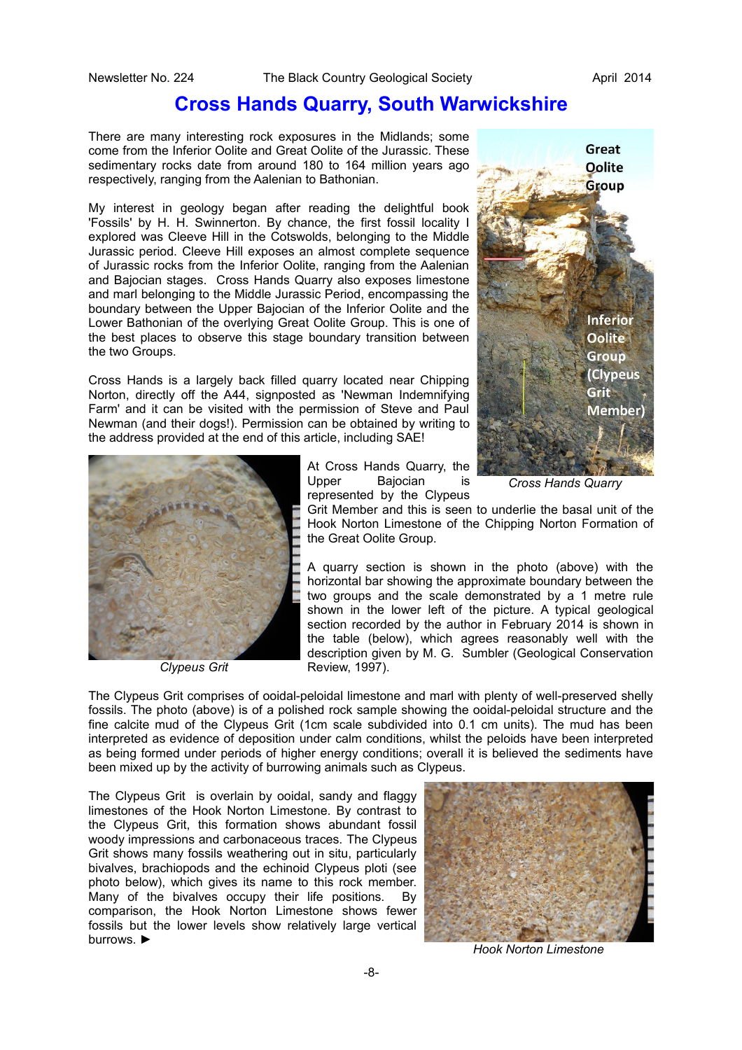# Cross Hands Quarry, South Warwickshire

There are many interesting rock exposures in the Midlands; some come from the Inferior Oolite and Great Oolite of the Jurassic. These sedimentary rocks date from around 180 to 164 million years ago respectively, ranging from the Aalenian to Bathonian.

My interest in geology began after reading the delightful book 'Fossils' by H. H. Swinnerton. By chance, the first fossil locality I explored was Cleeve Hill in the Cotswolds, belonging to the Middle Jurassic period. Cleeve Hill exposes an almost complete sequence of Jurassic rocks from the Inferior Oolite, ranging from the Aalenian and Bajocian stages. Cross Hands Quarry also exposes limestone and marl belonging to the Middle Jurassic Period, encompassing the boundary between the Upper Bajocian of the Inferior Oolite and the Lower Bathonian of the overlying Great Oolite Group. This is one of the best places to observe this stage boundary transition between the two Groups.

Cross Hands is a largely back filled quarry located near Chipping Norton, directly off the A44, signposted as 'Newman Indemnifying Farm' and it can be visited with the permission of Steve and Paul Newman (and their dogs!). Permission can be obtained by writing to the address provided at the end of this article, including SAE!

Great Oolite Group

Inferior Oolite Group (Clypeus Grit Member)

*Cross Hands Quarry*

At Cross Hands Quarry, the Upper Bajocian is represented by the Clypeus Grit Member and this is seen to underlie the basal unit of the Hook Norton Limestone of the Chipping Norton Formation of the Great Oolite Group.

*Clypeus Grit*

A quarry section is shown in the photo (above) with the horizontal bar showing the approximate boundary between the two groups and the scale demonstrated by a 1 metre rule shown in the lower left of the picture. A typical geological section recorded by the author in February 2014 is shown in the table (below), which agrees reasonably well with the description given by M. G. Sumbler (Geological Conservation Review, 1997).

The Clypeus Grit comprises of ooidal-peloidal limestone and marl with plenty of well-preserved shelly fossils. The photo (above) is of a polished rock sample showing the ooidal-peloidal structure and the fine calcite mud of the Clypeus Grit (1cm scale subdivided into 0.1 cm units). The mud has been interpreted as evidence of deposition under calm conditions, whilst the peloids have been interpreted as being formed under periods of higher energy conditions; overall it is believed the sediments have been mixed up by the activity of burrowing animals such as Clypeus.

The Clypeus Grit is overlain by ooidal, sandy and flaggy limestones of the Hook Norton Limestone. By contrast to the Clypeus Grit, this formation shows abundant fossil woody impressions and carbonaceous traces. The Clypeus Grit shows many fossils weathering out in situ, particularly bivalves, brachiopods and the echinoid Clypeus ploti (see photo below), which gives its name to this rock member. Many of the bivalves occupy their life positions. By comparison, the Hook Norton Limestone shows fewer fossils but the lower levels show relatively large vertical burrows. ►

*Hook Norton Limestone*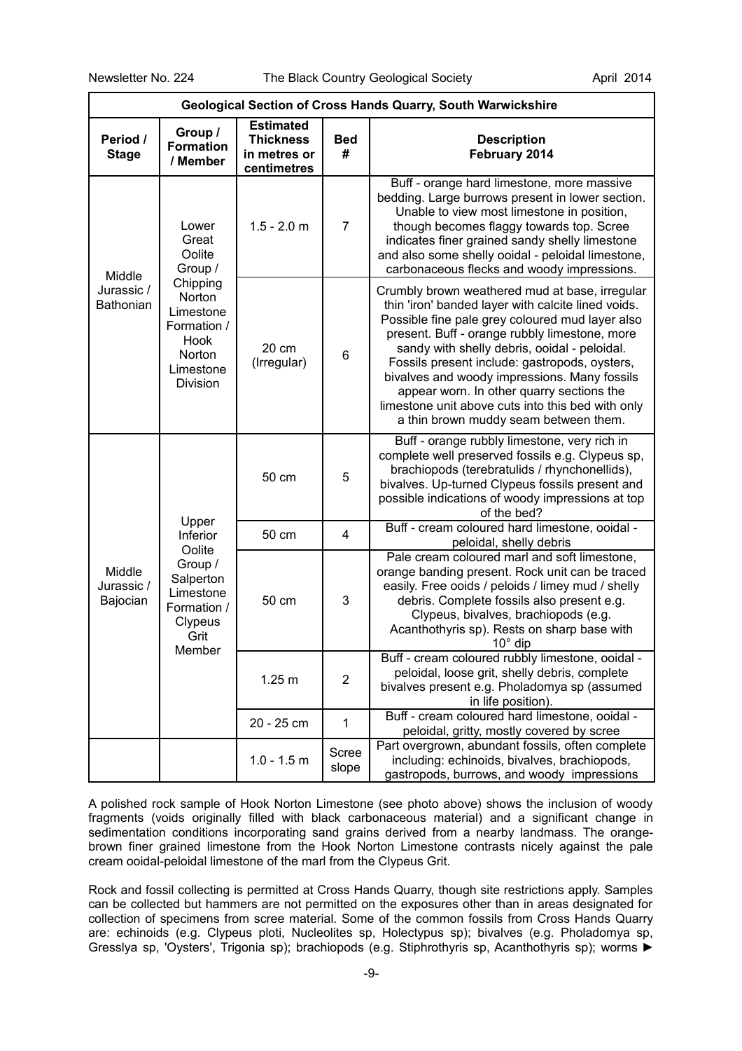| Geological Section of Cross Hands Quarry, South Warwickshire | | | | |
|---|---|---|---|---|
| **Period / Stage** | **Group / Formation / Member** | **Estimated Thickness in metres or centimetres** | **Bed #** | **Description February 2014** |
| Middle Jurassic / Bathonian | Lower Great Oolite Group / Chipping Norton Limestone Formation / Hook Norton Limestone Division | 1.5 - 2.0 m | 7 | Buff - orange hard limestone, more massive bedding. Large burrows present in lower section. Unable to view most limestone in position, though becomes flaggy towards top. Scree indicates finer grained sandy shelly limestone and also some shelly ooidal - peloidal limestone, carbonaceous flecks and woody impressions. |
| | | 20 cm (Irregular) | 6 | Crumbly brown weathered mud at base, irregular thin 'iron' banded layer with calcite lined voids. Possible fine pale grey coloured mud layer also present. Buff - orange rubbly limestone, more sandy with shelly debris, ooidal - peloidal. Fossils present include: gastropods, oysters, bivalves and woody impressions. Many fossils appear worn. In other quarry sections the limestone unit above cuts into this bed with only a thin brown muddy seam between them. |
| Middle Jurassic / Bajocian | Upper Inferior Oolite Group / Salperton Limestone Formation / Clypeus Grit Member | 50 cm | 5 | Buff - orange rubbly limestone, very rich in complete well preserved fossils e.g. Clypeus sp, brachiopods (terebratulids / rhynchonellids), bivalves. Up-turned Clypeus fossils present and possible indications of woody impressions at top of the bed? |
| | | 50 cm | 4 | Buff - cream coloured hard limestone, ooidal - peloidal, shelly debris |
| | | 50 cm | 3 | Pale cream coloured marl and soft limestone, orange banding present. Rock unit can be traced easily. Free ooids / peloids / limey mud / shelly debris. Complete fossils also present e.g. Clypeus, bivalves, brachiopods (e.g. Acanthothyris sp). Rests on sharp base with 10° dip |
| | | 1.25 m | 2 | Buff - cream coloured rubbly limestone, ooidal - peloidal, loose grit, shelly debris, complete bivalves present e.g. Pholadomya sp (assumed in life position). |
| | | 20 - 25 cm | 1 | Buff - cream coloured hard limestone, ooidal - peloidal, gritty, mostly covered by scree |
| | | 1.0 - 1.5 m | Scree slope | Part overgrown, abundant fossils, often complete including: echinoids, bivalves, brachiopods, gastropods, burrows, and woody impressions |

A polished rock sample of Hook Norton Limestone (see photo above) shows the inclusion of woody fragments (voids originally filled with black carbonaceous material) and a significant change in sedimentation conditions incorporating sand grains derived from a nearby landmass. The orange-brown finer grained limestone from the Hook Norton Limestone contrasts nicely against the pale cream ooidal-peloidal limestone of the marl from the Clypeus Grit.

Rock and fossil collecting is permitted at Cross Hands Quarry, though site restrictions apply. Samples can be collected but hammers are not permitted on the exposures other than in areas designated for collection of specimens from scree material. Some of the common fossils from Cross Hands Quarry are: echinoids (e.g. Clypeus ploti, Nucleolites sp, Holectypus sp); bivalves (e.g. Pholadomya sp, Gresslya sp, 'Oysters', Trigonia sp); brachiopods (e.g. Stiphrothyris sp, Acanthothyris sp); worms ►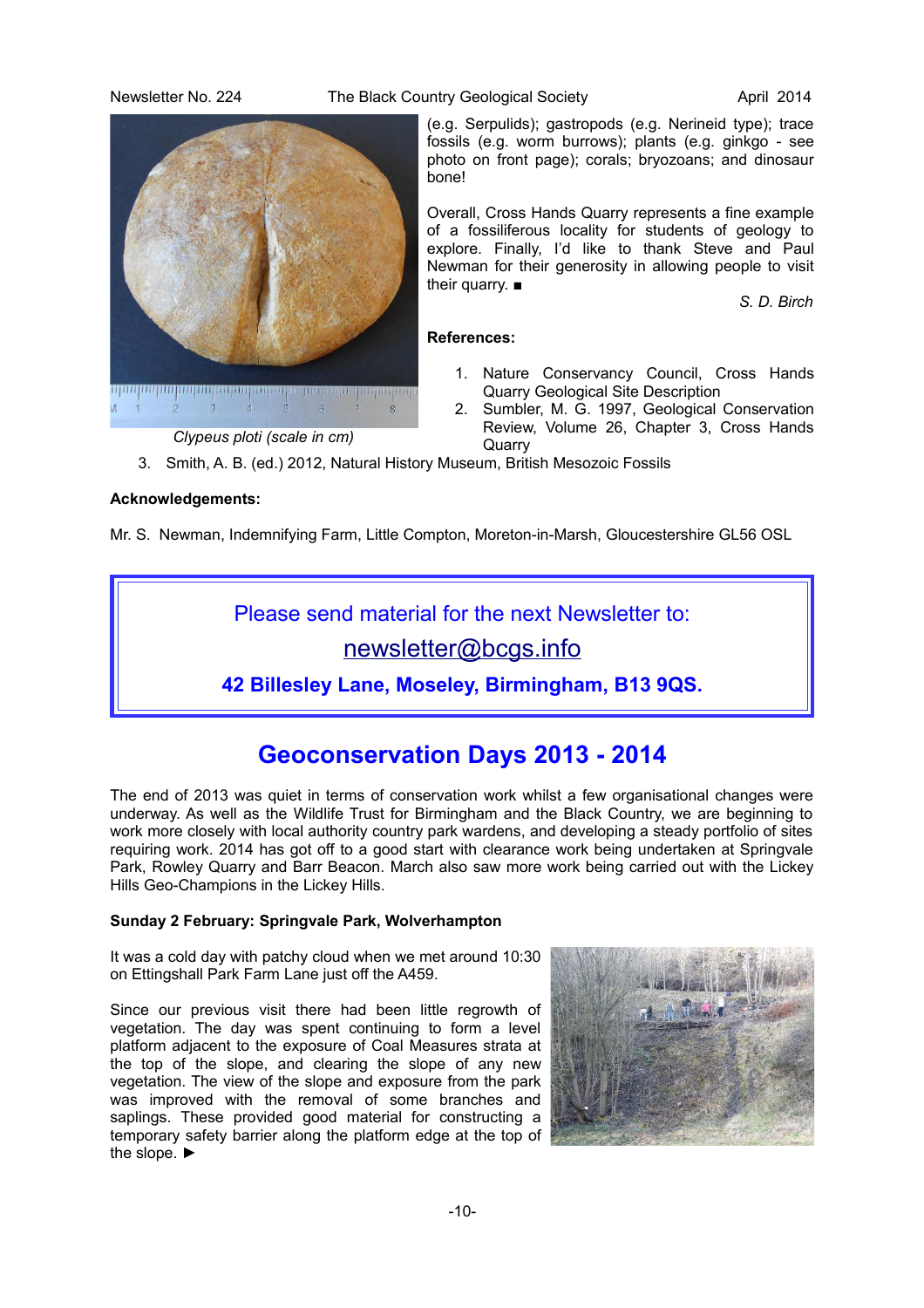(e.g. Serpulids); gastropods (e.g. Nerineid type); trace fossils (e.g. worm burrows); plants (e.g. ginkgo - see photo on front page); corals; bryozoans; and dinosaur bone!

*Clypeus ploti* (scale in cm)

Overall, Cross Hands Quarry represents a fine example of a fossiliferous locality for students of geology to explore. Finally, I'd like to thank Steve and Paul Newman for their generosity in allowing people to visit their quarry. ■

*S. D. Birch*

**References:**

1. Nature Conservancy Council, Cross Hands Quarry Geological Site Description
2. Sumbler, M. G. 1997, Geological Conservation Review, Volume 26, Chapter 3, Cross Hands Quarry
3. Smith, A. B. (ed.) 2012, Natural History Museum, British Mesozoic Fossils

**Acknowledgements:**

Mr. S. Newman, Indemnifying Farm, Little Compton, Moreton-in-Marsh, Gloucestershire GL56 OSL

Please send material for the next Newsletter to:

newsletter@bcgs.info

**42 Billesley Lane, Moseley, Birmingham, B13 9QS.**

## Geoconservation Days 2013 - 2014

The end of 2013 was quiet in terms of conservation work whilst a few organisational changes were underway. As well as the Wildlife Trust for Birmingham and the Black Country, we are beginning to work more closely with local authority country park wardens, and developing a steady portfolio of sites requiring work. 2014 has got off to a good start with clearance work being undertaken at Springvale Park, Rowley Quarry and Barr Beacon. March also saw more work being carried out with the Lickey Hills Geo-Champions in the Lickey Hills.

**Sunday 2 February: Springvale Park, Wolverhampton**

It was a cold day with patchy cloud when we met around 10:30 on Ettingshall Park Farm Lane just off the A459.

Since our previous visit there had been little regrowth of vegetation. The day was spent continuing to form a level platform adjacent to the exposure of Coal Measures strata at the top of the slope, and clearing the slope of any new vegetation. The view of the slope and exposure from the park was improved with the removal of some branches and saplings. These provided good material for constructing a temporary safety barrier along the platform edge at the top of the slope. ►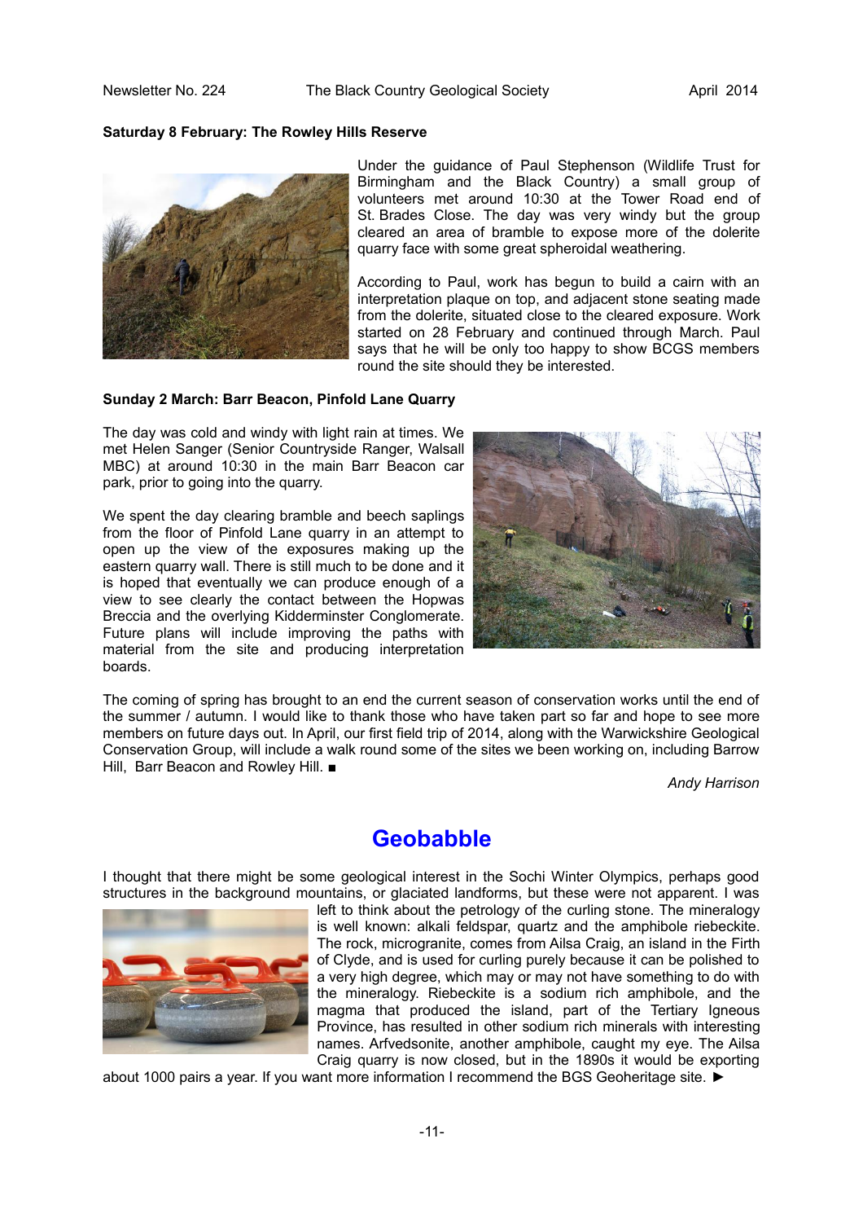### Saturday 8 February: The Rowley Hills Reserve

Under the guidance of Paul Stephenson (Wildlife Trust for Birmingham and the Black Country) a small group of volunteers met around 10:30 at the Tower Road end of St. Brades Close. The day was very windy but the group cleared an area of bramble to expose more of the dolerite quarry face with some great spheroidal weathering.

According to Paul, work has begun to build a cairn with an interpretation plaque on top, and adjacent stone seating made from the dolerite, situated close to the cleared exposure. Work started on 28 February and continued through March. Paul says that he will be only too happy to show BCGS members round the site should they be interested.

### Sunday 2 March: Barr Beacon, Pinfold Lane Quarry

The day was cold and windy with light rain at times. We met Helen Sanger (Senior Countryside Ranger, Walsall MBC) at around 10:30 in the main Barr Beacon car park, prior to going into the quarry.

We spent the day clearing bramble and beech saplings from the floor of Pinfold Lane quarry in an attempt to open up the view of the exposures making up the eastern quarry wall. There is still much to be done and it is hoped that eventually we can produce enough of a view to see clearly the contact between the Hopwas Breccia and the overlying Kidderminster Conglomerate. Future plans will include improving the paths with material from the site and producing interpretation boards.

The coming of spring has brought to an end the current season of conservation works until the end of the summer / autumn. I would like to thank those who have taken part so far and hope to see more members on future days out. In April, our first field trip of 2014, along with the Warwickshire Geological Conservation Group, will include a walk round some of the sites we been working on, including Barrow Hill, Barr Beacon and Rowley Hill. ■

*Andy Harrison*

# Geobabble

I thought that there might be some geological interest in the Sochi Winter Olympics, perhaps good structures in the background mountains, or glaciated landforms, but these were not apparent. I was left to think about the petrology of the curling stone. The mineralogy is well known: alkali feldspar, quartz and the amphibole riebeckite. The rock, microgranite, comes from Ailsa Craig, an island in the Firth of Clyde, and is used for curling purely because it can be polished to a very high degree, which may or may not have something to do with the mineralogy. Riebeckite is a sodium rich amphibole, and the magma that produced the island, part of the Tertiary Igneous Province, has resulted in other sodium rich minerals with interesting names. Arfvedsonite, another amphibole, caught my eye. The Ailsa Craig quarry is now closed, but in the 1890s it would be exporting about 1000 pairs a year. If you want more information I recommend the BGS Geoheritage site. ►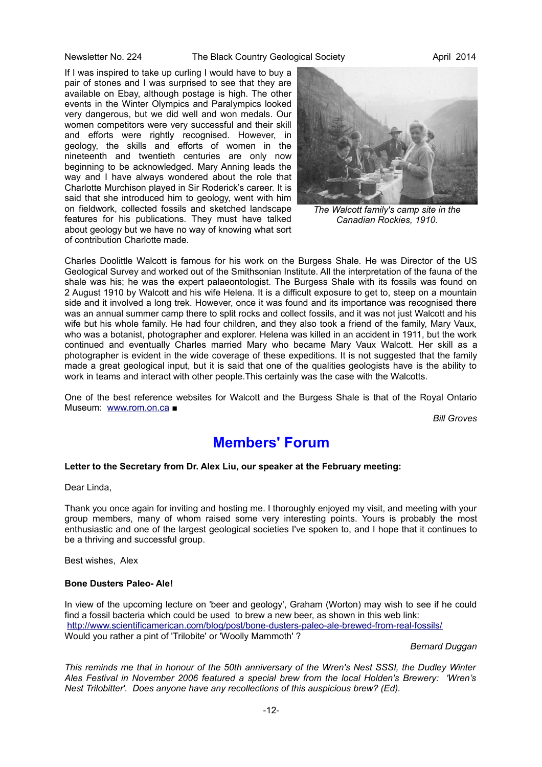If I was inspired to take up curling I would have to buy a pair of stones and I was surprised to see that they are available on Ebay, although postage is high. The other events in the Winter Olympics and Paralympics looked very dangerous, but we did well and won medals. Our women competitors were very successful and their skill and efforts were rightly recognised. However, in geology, the skills and efforts of women in the nineteenth and twentieth centuries are only now beginning to be acknowledged. Mary Anning leads the way and I have always wondered about the role that Charlotte Murchison played in Sir Roderick's career. It is said that she introduced him to geology, went with him on fieldwork, collected fossils and sketched landscape features for his publications. They must have talked about geology but we have no way of knowing what sort of contribution Charlotte made.

*The Walcott family's camp site in the Canadian Rockies, 1910.*

Charles Doolittle Walcott is famous for his work on the Burgess Shale. He was Director of the US Geological Survey and worked out of the Smithsonian Institute. All the interpretation of the fauna of the shale was his; he was the expert palaeontologist. The Burgess Shale with its fossils was found on 2 August 1910 by Walcott and his wife Helena. It is a difficult exposure to get to, steep on a mountain side and it involved a long trek. However, once it was found and its importance was recognised there was an annual summer camp there to split rocks and collect fossils, and it was not just Walcott and his wife but his whole family. He had four children, and they also took a friend of the family, Mary Vaux, who was a botanist, photographer and explorer. Helena was killed in an accident in 1911, but the work continued and eventually Charles married Mary who became Mary Vaux Walcott. Her skill as a photographer is evident in the wide coverage of these expeditions. It is not suggested that the family made a great geological input, but it is said that one of the qualities geologists have is the ability to work in teams and interact with other people.This certainly was the case with the Walcotts.

One of the best reference websites for Walcott and the Burgess Shale is that of the Royal Ontario Museum: www.rom.on.ca ■

*Bill Groves*

# Members' Forum

**Letter to the Secretary from Dr. Alex Liu, our speaker at the February meeting:**

Dear Linda,

Thank you once again for inviting and hosting me. I thoroughly enjoyed my visit, and meeting with your group members, many of whom raised some very interesting points. Yours is probably the most enthusiastic and one of the largest geological societies I've spoken to, and I hope that it continues to be a thriving and successful group.

Best wishes, Alex

**Bone Dusters Paleo- Ale!**

In view of the upcoming lecture on 'beer and geology', Graham (Worton) may wish to see if he could find a fossil bacteria which could be used to brew a new beer, as shown in this web link:
http://www.scientificamerican.com/blog/post/bone-dusters-paleo-ale-brewed-from-real-fossils/
Would you rather a pint of 'Trilobite' or 'Woolly Mammoth' ?

*Bernard Duggan*

*This reminds me that in honour of the 50th anniversary of the Wren's Nest SSSI, the Dudley Winter Ales Festival in November 2006 featured a special brew from the local Holden's Brewery: 'Wren's Nest Trilobitter'. Does anyone have any recollections of this auspicious brew? (Ed).*